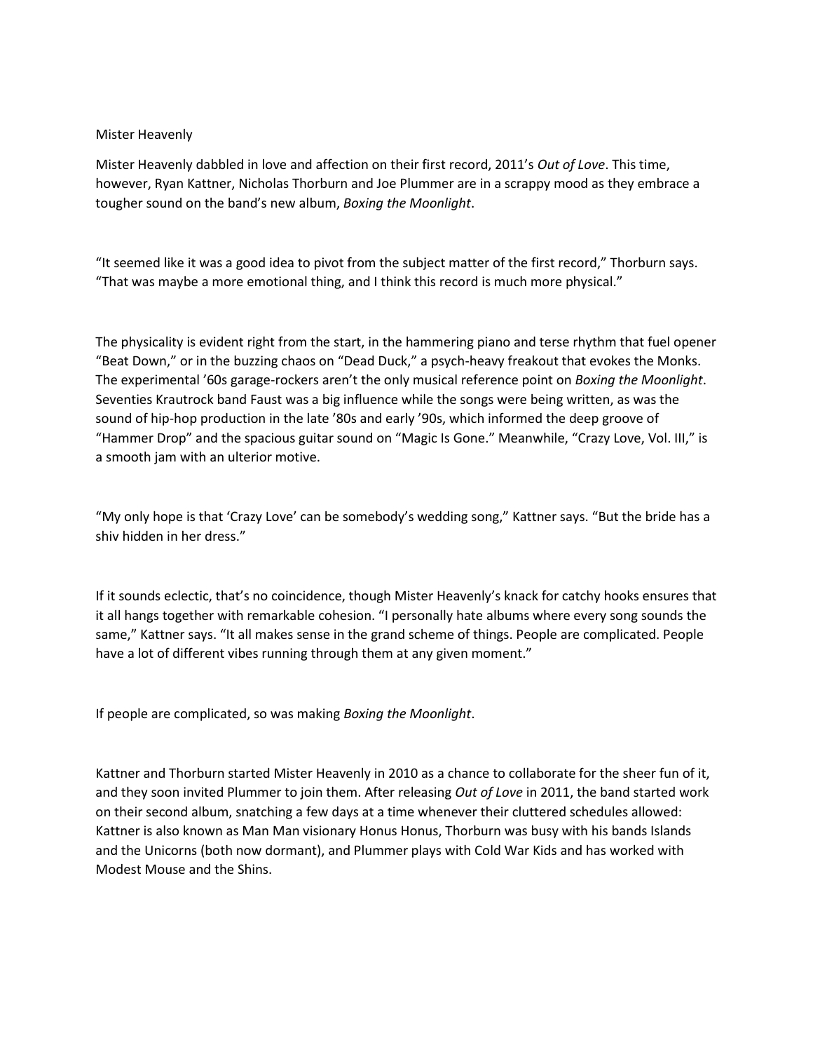# Mister Heavenly

Mister Heavenly dabbled in love and affection on their first record, 2011's *Out of Love*. This time, however, Ryan Kattner, Nicholas Thorburn and Joe Plummer are in a scrappy mood as they embrace a tougher sound on the band's new album, *Boxing the Moonlight*.

"It seemed like it was a good idea to pivot from the subject matter of the first record," Thorburn says. "That was maybe a more emotional thing, and I think this record is much more physical."

The physicality is evident right from the start, in the hammering piano and terse rhythm that fuel opener "Beat Down," or in the buzzing chaos on "Dead Duck," a psych-heavy freakout that evokes the Monks. The experimental '60s garage-rockers aren't the only musical reference point on *Boxing the Moonlight*. Seventies Krautrock band Faust was a big influence while the songs were being written, as was the sound of hip-hop production in the late '80s and early '90s, which informed the deep groove of "Hammer Drop" and the spacious guitar sound on "Magic Is Gone." Meanwhile, "Crazy Love, Vol. III," is a smooth jam with an ulterior motive.

"My only hope is that 'Crazy Love' can be somebody's wedding song," Kattner says. "But the bride has a shiv hidden in her dress."

If it sounds eclectic, that's no coincidence, though Mister Heavenly's knack for catchy hooks ensures that it all hangs together with remarkable cohesion. "I personally hate albums where every song sounds the same," Kattner says. "It all makes sense in the grand scheme of things. People are complicated. People have a lot of different vibes running through them at any given moment."

If people are complicated, so was making *Boxing the Moonlight*.

Kattner and Thorburn started Mister Heavenly in 2010 as a chance to collaborate for the sheer fun of it, and they soon invited Plummer to join them. After releasing *Out of Love* in 2011, the band started work on their second album, snatching a few days at a time whenever their cluttered schedules allowed: Kattner is also known as Man Man visionary Honus Honus, Thorburn was busy with his bands Islands and the Unicorns (both now dormant), and Plummer plays with Cold War Kids and has worked with Modest Mouse and the Shins.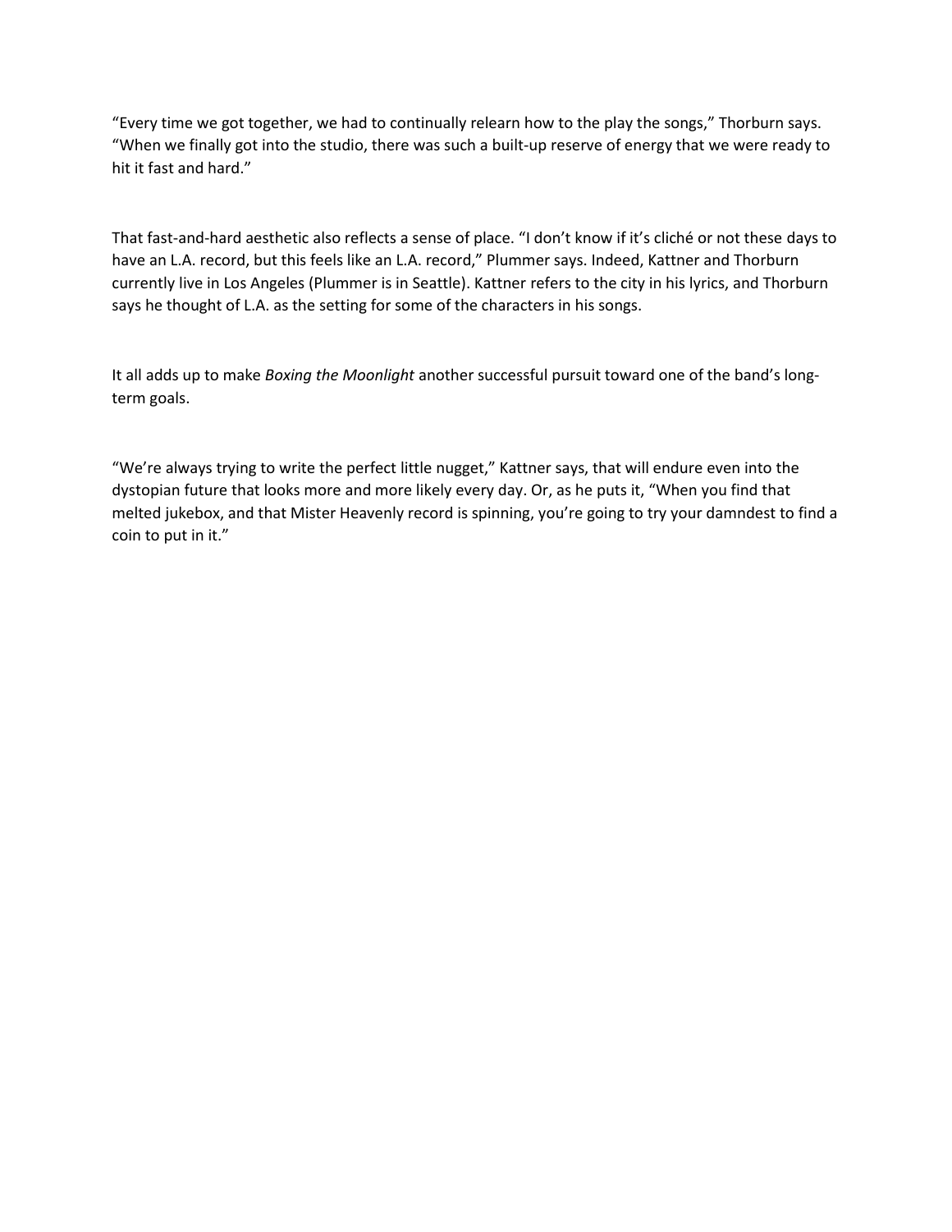“Every time we got together, we had to continually relearn how to the play the songs,” Thorburn says. “When we finally got into the studio, there was such a built-up reserve of energy that we were ready to hit it fast and hard.”

That fast-and-hard aesthetic also reflects a sense of place. “I don’t know if it’s cliché or not these days to have an L.A. record, but this feels like an L.A. record,” Plummer says. Indeed, Kattner and Thorburn currently live in Los Angeles (Plummer is in Seattle). Kattner refers to the city in his lyrics, and Thorburn says he thought of L.A. as the setting for some of the characters in his songs.

It all adds up to make *Boxing the Moonlight* another successful pursuit toward one of the band’s long-term goals.

“We’re always trying to write the perfect little nugget,” Kattner says, that will endure even into the dystopian future that looks more and more likely every day. Or, as he puts it, “When you find that melted jukebox, and that Mister Heavenly record is spinning, you’re going to try your damndest to find a coin to put in it.”